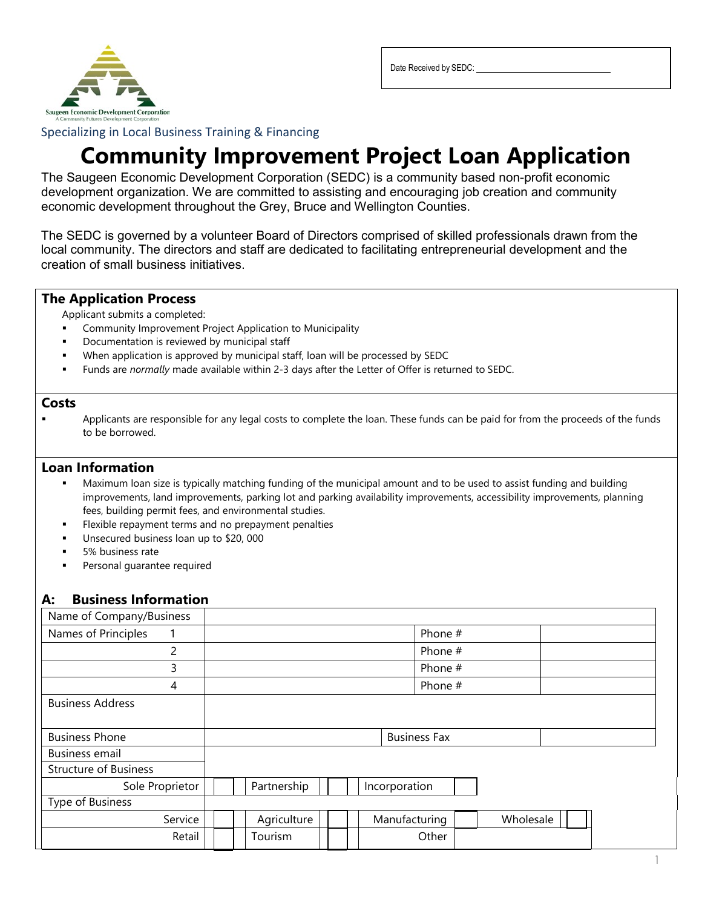Saugeen Economic Development Corporation
A Community Futures Development Corporation

Date Received by SEDC: ______________________________

Specializing in Local Business Training & Financing

# Community Improvement Project Loan Application

The Saugeen Economic Development Corporation (SEDC) is a community based non-profit economic development organization. We are committed to assisting and encouraging job creation and community economic development throughout the Grey, Bruce and Wellington Counties.

The SEDC is governed by a volunteer Board of Directors comprised of skilled professionals drawn from the local community. The directors and staff are dedicated to facilitating entrepreneurial development and the creation of small business initiatives.

## The Application Process

Applicant submits a completed:

- Community Improvement Project Application to Municipality
- Documentation is reviewed by municipal staff
- When application is approved by municipal staff, loan will be processed by SEDC
- Funds are *normally* made available within 2-3 days after the Letter of Offer is returned to SEDC.

## Costs

- Applicants are responsible for any legal costs to complete the loan. These funds can be paid for from the proceeds of the funds to be borrowed.

## Loan Information

- Maximum loan size is typically matching funding of the municipal amount and to be used to assist funding and building improvements, land improvements, parking lot and parking availability improvements, accessibility improvements, planning fees, building permit fees, and environmental studies.
- Flexible repayment terms and no prepayment penalties
- Unsecured business loan up to $20, 000
- 5% business rate
- Personal guarantee required

## A: Business Information

| | | | | | | | |
|---|---|---|---|---|---|---|---|
| Name of Company/Business | | | | | | | |
| Names of Principles 1 | | | | Phone # | | | |
| 2 | | | | Phone # | | | |
| 3 | | | | Phone # | | | |
| 4 | | | | Phone # | | | |
| Business Address | | | | | | | |
| Business Phone | | | | Business Fax | | | |
| Business email | | | | | | | |
| Structure of Business | | | | | | | |
| Sole Proprietor | ☐ | Partnership | ☐ | Incorporation | ☐ | | |
| Type of Business | | | | | | | |
| Service | ☐ | Agriculture | ☐ | Manufacturing | ☐ | Wholesale | ☐ |
| Retail | ☐ | Tourism | ☐ | Other | | | |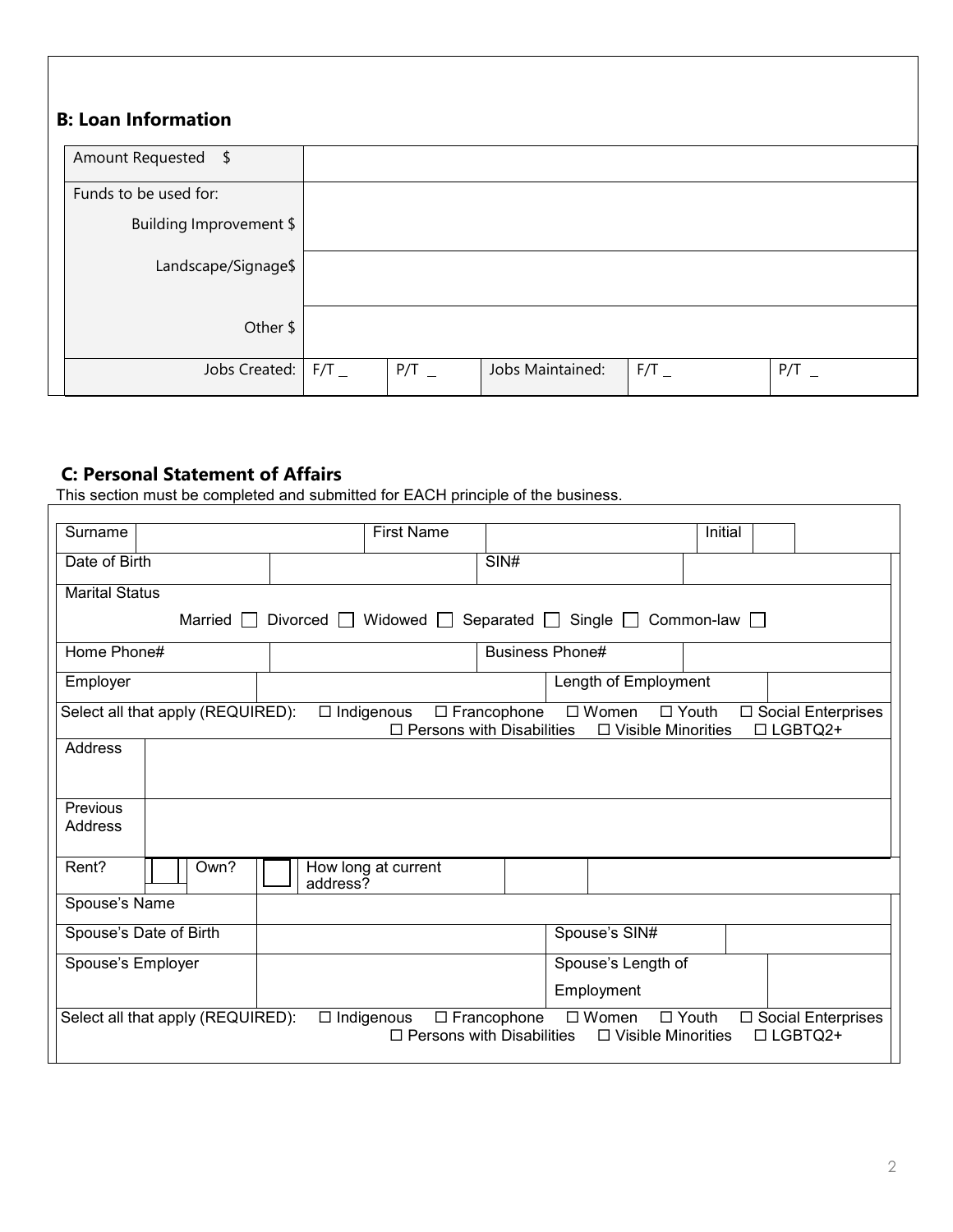## B: Loan Information

| Amount Requested $ | | | | | |
|---|---|---|---|---|---|
| Funds to be used for: Building Improvement $ | | | | | |
| Landscape/Signage$ | | | | | |
| Other $ | | | | | |
| Jobs Created: | F/T _ | P/T _ | Jobs Maintained: | F/T _ | P/T _ |

## C: Personal Statement of Affairs

This section must be completed and submitted for EACH principle of the business.

| | | | | | |
|---|---|---|---|---|---|
| Surname | | First Name | | Initial | |
| Date of Birth | | SIN# | | | |
| Marital Status | Married ☐ Divorced ☐ Widowed ☐ Separated ☐ Single ☐ Common-law ☐ | | | | |
| Home Phone# | | Business Phone# | | | |
| Employer | | Length of Employment | | | |
| Select all that apply (REQUIRED): | ☐ Indigenous ☐ Francophone ☐ Women ☐ Youth ☐ Social Enterprises ☐ Persons with Disabilities ☐ Visible Minorities ☐ LGBTQ2+ | | | | |
| Address | | | | | |
| Previous Address | | | | | |
| Rent? ☐ | Own? ☐ | How long at current address? | | | |
| Spouse's Name | | | | | |
| Spouse's Date of Birth | | Spouse's SIN# | | | |
| Spouse's Employer | | Spouse's Length of Employment | | | |
| Select all that apply (REQUIRED): | ☐ Indigenous ☐ Francophone ☐ Women ☐ Youth ☐ Social Enterprises ☐ Persons with Disabilities ☐ Visible Minorities ☐ LGBTQ2+ | | | | |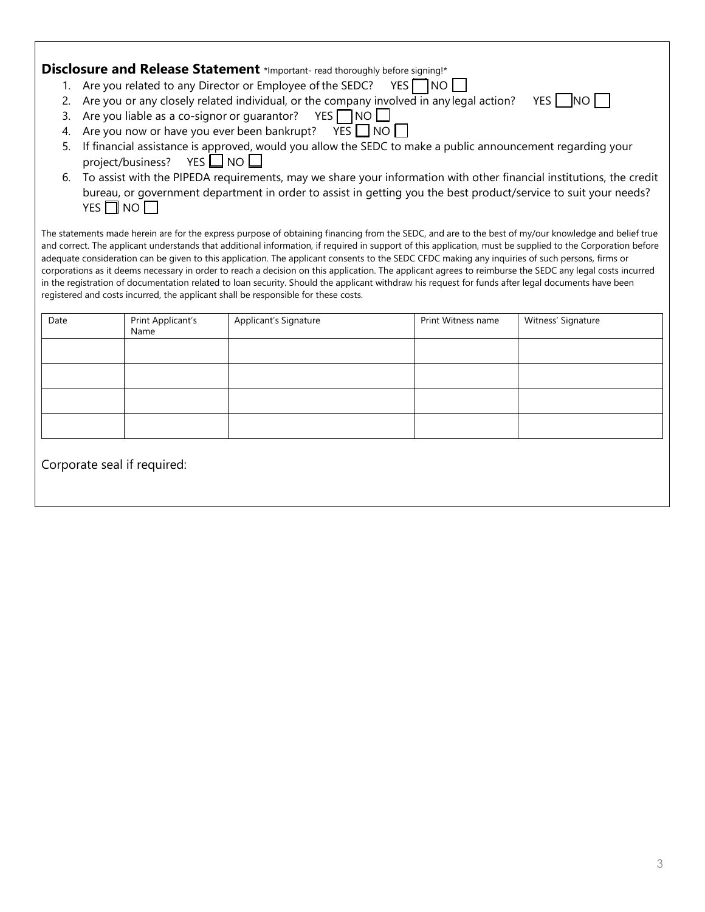## **Disclosure and Release Statement** *Important- read thoroughly before signing!*

1. Are you related to any Director or Employee of the SEDC? YES ☐ NO ☐
2. Are you or any closely related individual, or the company involved in any legal action? YES ☐ NO ☐
3. Are you liable as a co-signor or guarantor? YES ☐ NO ☐
4. Are you now or have you ever been bankrupt? YES ☐ NO ☐
5. If financial assistance is approved, would you allow the SEDC to make a public announcement regarding your project/business? YES ☐ NO ☐
6. To assist with the PIPEDA requirements, may we share your information with other financial institutions, the credit bureau, or government department in order to assist in getting you the best product/service to suit your needs? YES ☐ NO ☐

The statements made herein are for the express purpose of obtaining financing from the SEDC, and are to the best of my/our knowledge and belief true and correct. The applicant understands that additional information, if required in support of this application, must be supplied to the Corporation before adequate consideration can be given to this application. The applicant consents to the SEDC CFDC making any inquiries of such persons, firms or corporations as it deems necessary in order to reach a decision on this application. The applicant agrees to reimburse the SEDC any legal costs incurred in the registration of documentation related to loan security. Should the applicant withdraw his request for funds after legal documents have been registered and costs incurred, the applicant shall be responsible for these costs.

| Date | Print Applicant's Name | Applicant's Signature | Print Witness name | Witness' Signature |
|---|---|---|---|---|
| | | | | |
| | | | | |
| | | | | |
| | | | | |

Corporate seal if required: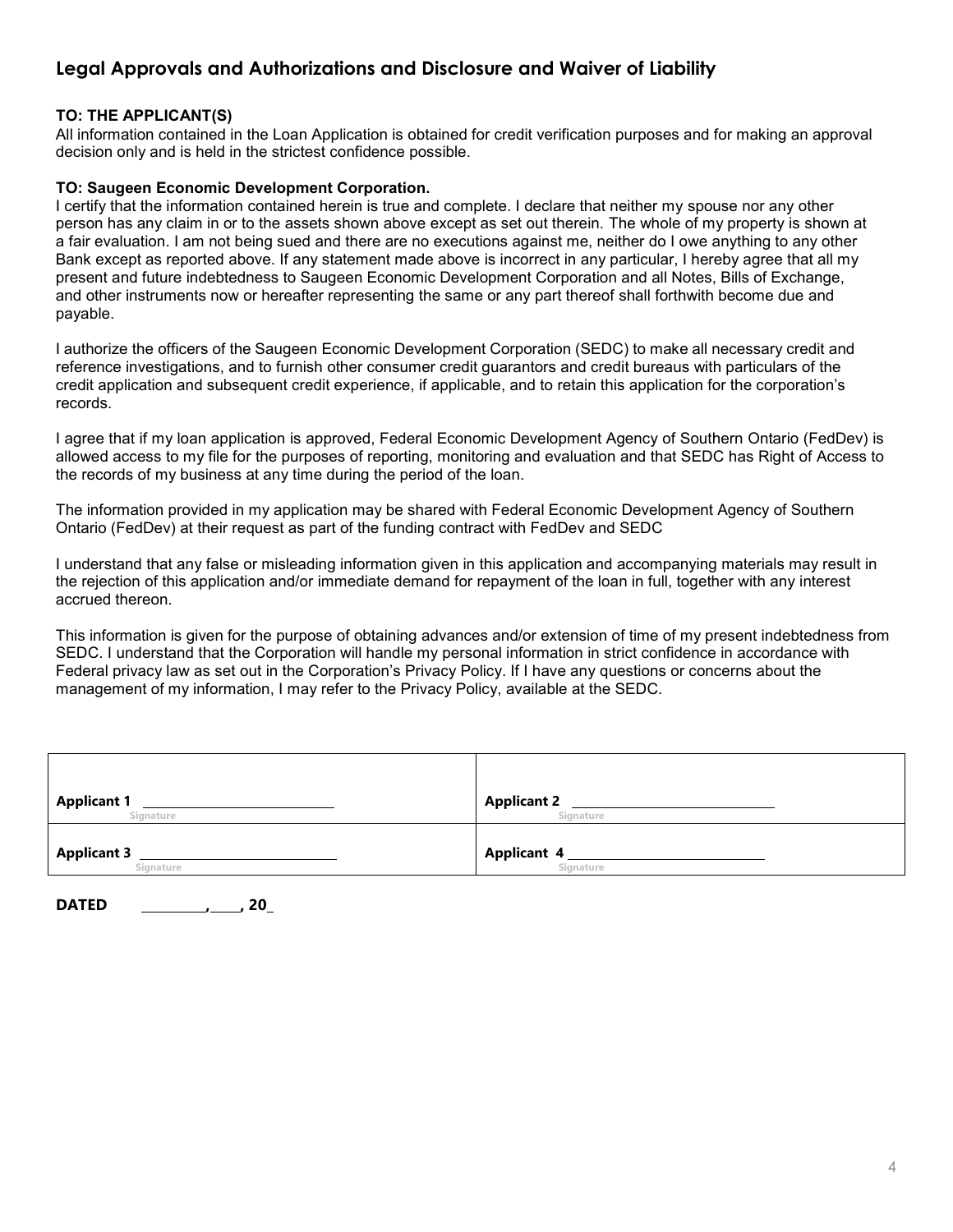## Legal Approvals and Authorizations and Disclosure and Waiver of Liability

**TO: THE APPLICANT(S)**
All information contained in the Loan Application is obtained for credit verification purposes and for making an approval decision only and is held in the strictest confidence possible.

**TO: Saugeen Economic Development Corporation.**
I certify that the information contained herein is true and complete. I declare that neither my spouse nor any other person has any claim in or to the assets shown above except as set out therein. The whole of my property is shown at a fair evaluation. I am not being sued and there are no executions against me, neither do I owe anything to any other Bank except as reported above. If any statement made above is incorrect in any particular, I hereby agree that all my present and future indebtedness to Saugeen Economic Development Corporation and all Notes, Bills of Exchange, and other instruments now or hereafter representing the same or any part thereof shall forthwith become due and payable.

I authorize the officers of the Saugeen Economic Development Corporation (SEDC) to make all necessary credit and reference investigations, and to furnish other consumer credit guarantors and credit bureaus with particulars of the credit application and subsequent credit experience, if applicable, and to retain this application for the corporation's records.

I agree that if my loan application is approved, Federal Economic Development Agency of Southern Ontario (FedDev) is allowed access to my file for the purposes of reporting, monitoring and evaluation and that SEDC has Right of Access to the records of my business at any time during the period of the loan.

The information provided in my application may be shared with Federal Economic Development Agency of Southern Ontario (FedDev) at their request as part of the funding contract with FedDev and SEDC

I understand that any false or misleading information given in this application and accompanying materials may result in the rejection of this application and/or immediate demand for repayment of the loan in full, together with any interest accrued thereon.

This information is given for the purpose of obtaining advances and/or extension of time of my present indebtedness from SEDC. I understand that the Corporation will handle my personal information in strict confidence in accordance with Federal privacy law as set out in the Corporation's Privacy Policy. If I have any questions or concerns about the management of my information, I may refer to the Privacy Policy, available at the SEDC.

| | |
|---|---|
| **Applicant 1** ______________________ Signature | **Applicant 2** ______________________ Signature |
| **Applicant 3** ______________________ Signature | **Applicant 4** ______________________ Signature |

**DATED** ________, ____, **20**_